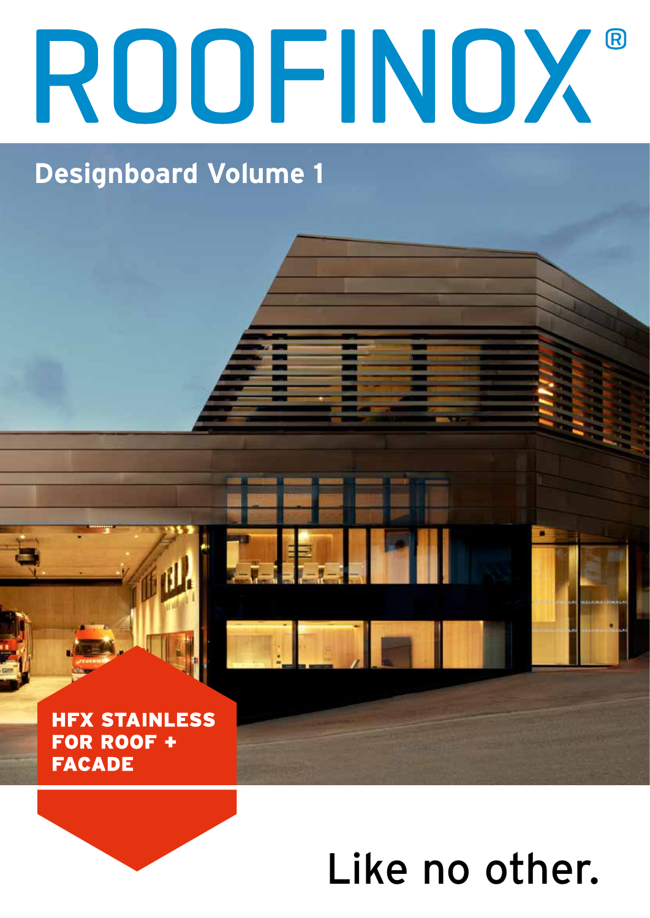# ROOFINOX®

## Designboard Volume 1

**HFX STAINLESS FOR ROOF + FACADE**

Like no other.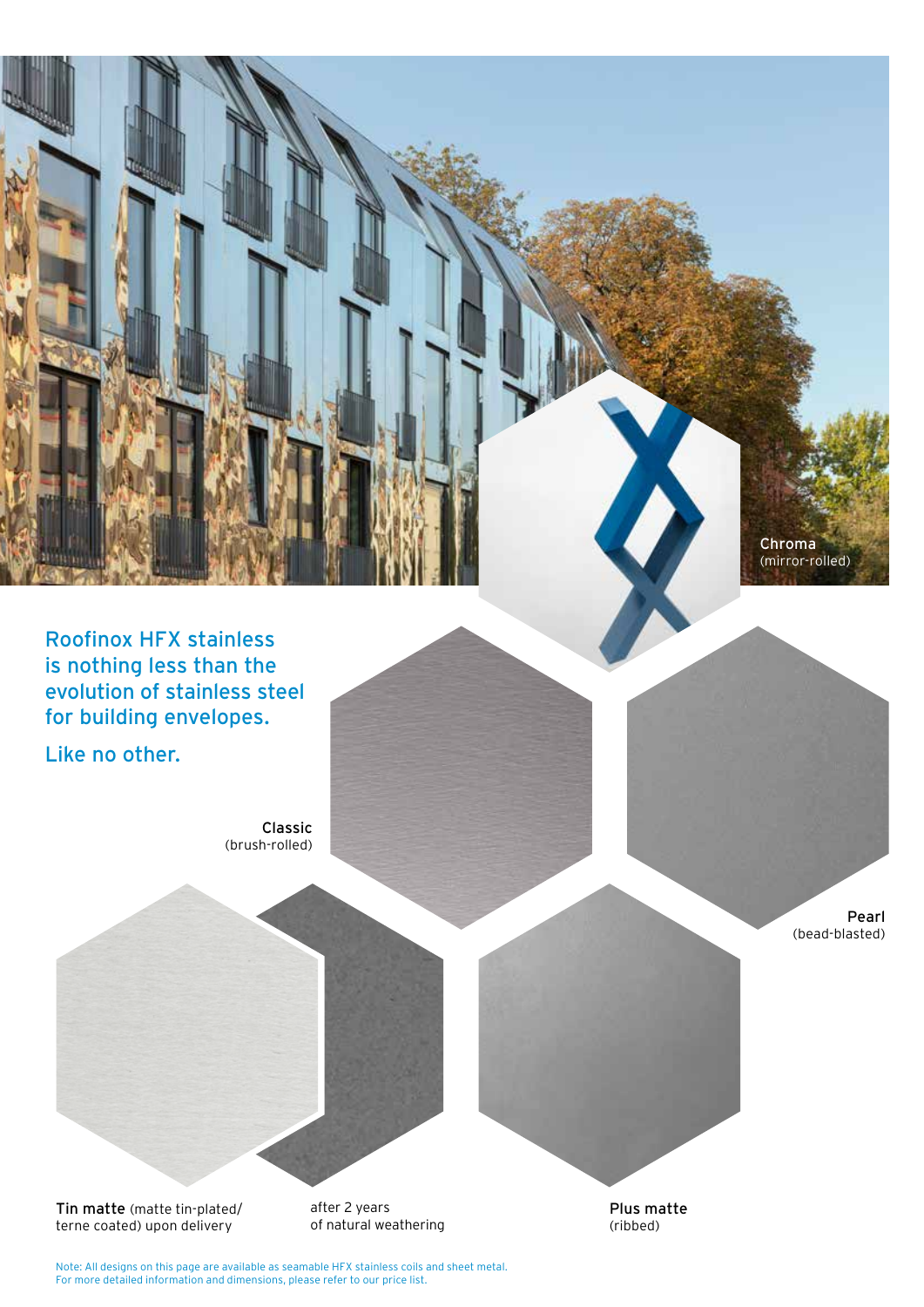Chroma
(mirror-rolled)

## Roofinox HFX stainless is nothing less than the evolution of stainless steel for building envelopes.

## Like no other.

**Classic**
(brush-rolled)

**Pearl**
(bead-blasted)

**Tin matte** (matte tin-plated/ terne coated) upon delivery

after 2 years of natural weathering

**Plus matte**
(ribbed)

Note: All designs on this page are available as seamable HFX stainless coils and sheet metal.
For more detailed information and dimensions, please refer to our price list.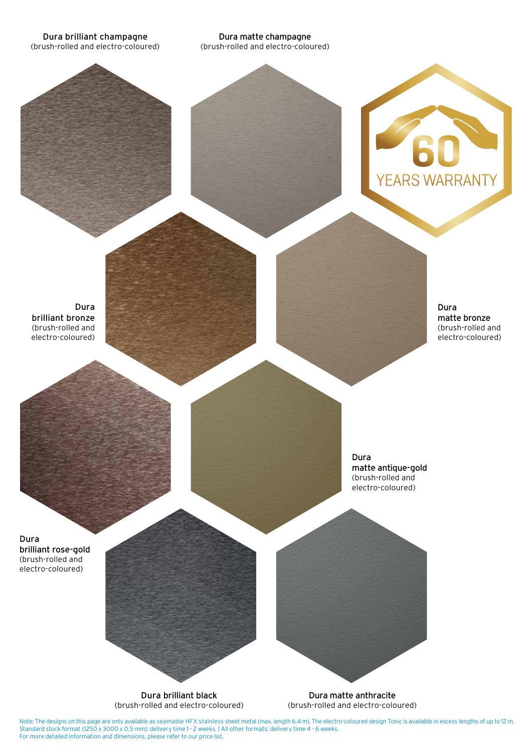**Dura brilliant champagne**
(brush-rolled and electro-coloured)

**Dura matte champagne**
(brush-rolled and electro-coloured)

60 YEARS WARRANTY

**Dura brilliant bronze**
(brush-rolled and electro-coloured)

**Dura matte bronze**
(brush-rolled and electro-coloured)

**Dura brilliant rose-gold**
(brush-rolled and electro-coloured)

**Dura matte antique-gold**
(brush-rolled and electro-coloured)

**Dura brilliant black**
(brush-rolled and electro-coloured)

**Dura matte anthracite**
(brush-rolled and electro-coloured)

Note: The designs on this page are only available as seamable HFX stainless sheet metal (max. length 6.4 m). The electro-coloured design Tonic is available in excess lengths of up to 12 m.
Standard stock format (1250 x 3000 x 0.5 mm): delivery time 1 - 2 weeks. | All other formats: delivery time 4 - 6 weeks.
For more detailed information and dimensions, please refer to our price list.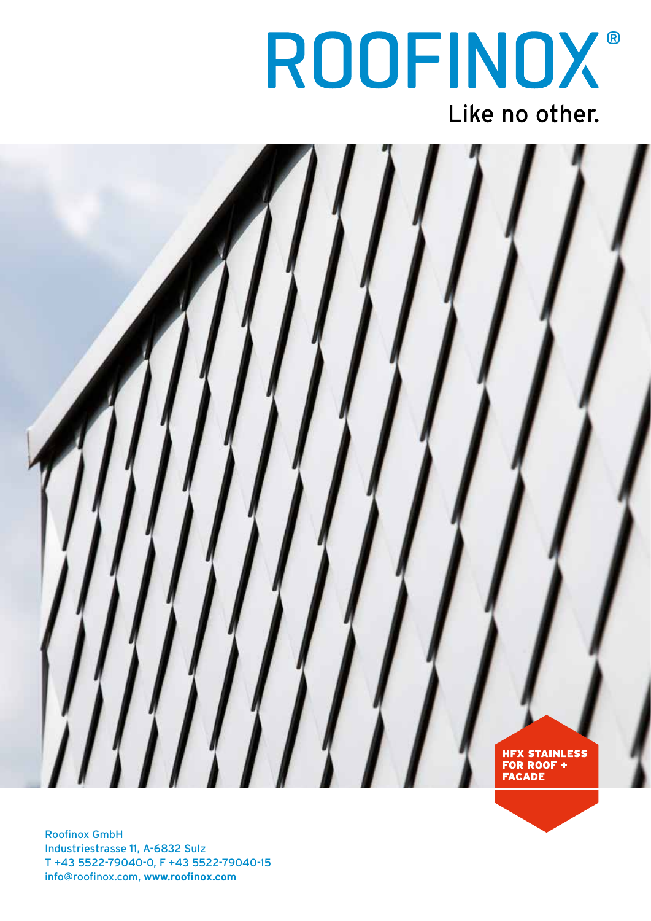# ROOFINOX®

Like no other.

**HFX STAINLESS FOR ROOF + FACADE**

Roofinox GmbH
Industriestrasse 11, A-6832 Sulz
T +43 5522-79040-0, F +43 5522-79040-15
info@roofinox.com, **www.roofinox.com**